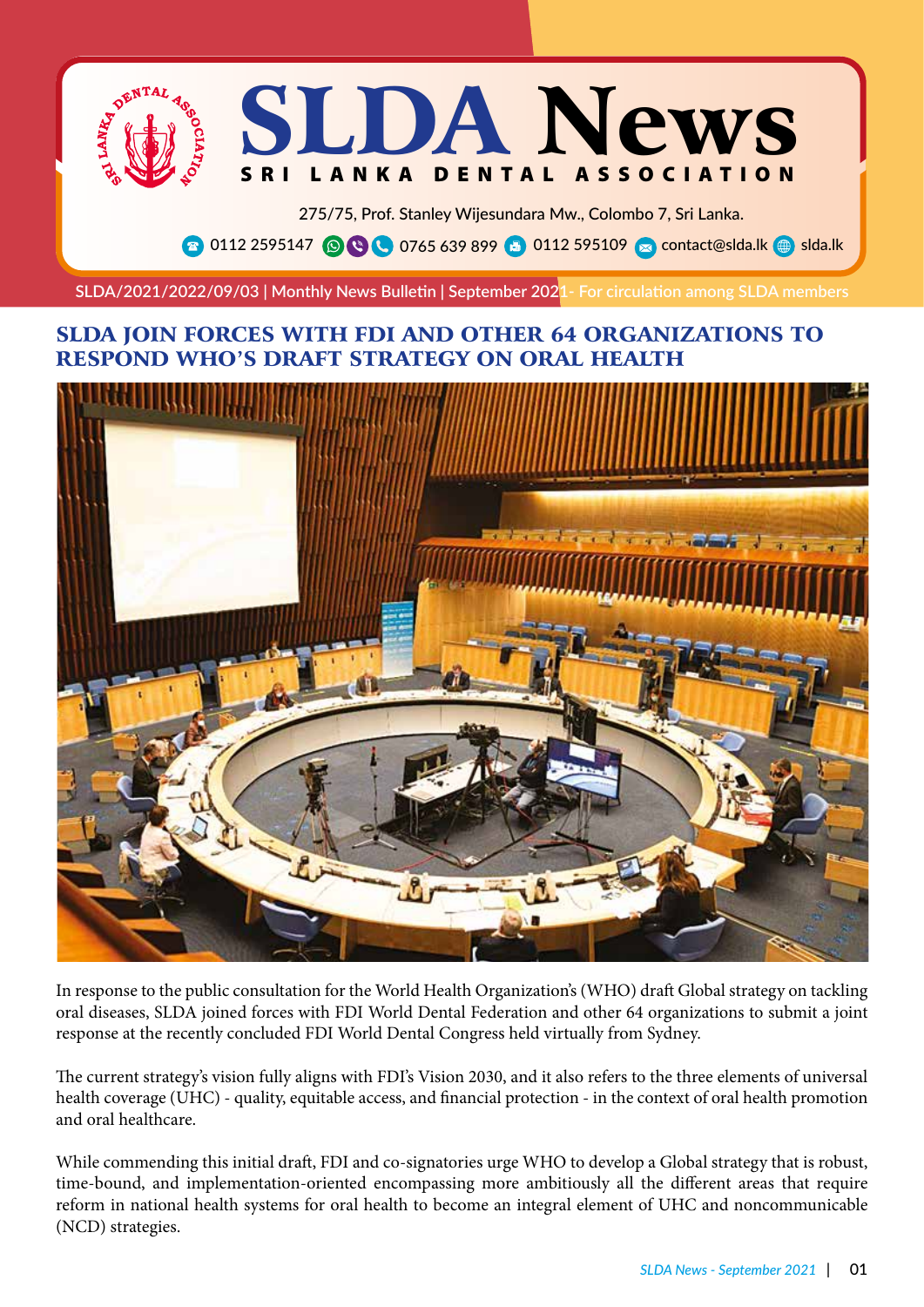# SLDA News

**SRI LANKA DENTAL ASSOCIATION**

275/75, Prof. Stanley Wijesundara Mw., Colombo 7, Sri Lanka.

0112 2595147 | 0765 639 899 | 0112 595109 | contact@slda.lk | slda.lk

SLDA/2021/2022/09/03 | Monthly News Bulletin | September 2021- For circulation among SLDA members

## SLDA JOIN FORCES WITH FDI AND OTHER 64 ORGANIZATIONS TO RESPOND WHO'S DRAFT STRATEGY ON ORAL HEALTH

In response to the public consultation for the World Health Organization's (WHO) draft Global strategy on tackling oral diseases, SLDA joined forces with FDI World Dental Federation and other 64 organizations to submit a joint response at the recently concluded FDI World Dental Congress held virtually from Sydney.

The current strategy's vision fully aligns with FDI's Vision 2030, and it also refers to the three elements of universal health coverage (UHC) - quality, equitable access, and financial protection - in the context of oral health promotion and oral healthcare.

While commending this initial draft, FDI and co-signatories urge WHO to develop a Global strategy that is robust, time-bound, and implementation-oriented encompassing more ambitiously all the different areas that require reform in national health systems for oral health to become an integral element of UHC and noncommunicable (NCD) strategies.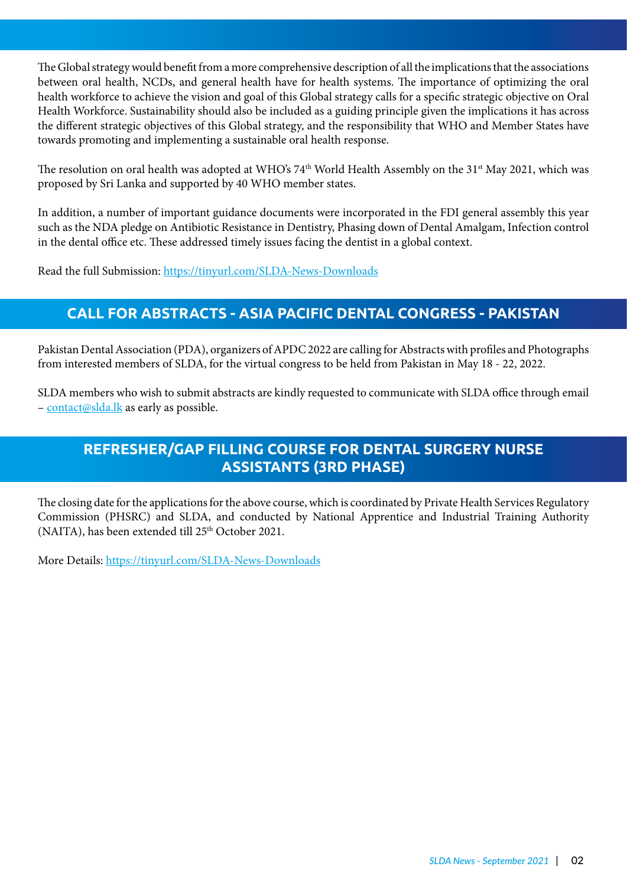The Global strategy would benefit from a more comprehensive description of all the implications that the associations between oral health, NCDs, and general health have for health systems. The importance of optimizing the oral health workforce to achieve the vision and goal of this Global strategy calls for a specific strategic objective on Oral Health Workforce. Sustainability should also be included as a guiding principle given the implications it has across the different strategic objectives of this Global strategy, and the responsibility that WHO and Member States have towards promoting and implementing a sustainable oral health response.

The resolution on oral health was adopted at WHO's 74th World Health Assembly on the 31st May 2021, which was proposed by Sri Lanka and supported by 40 WHO member states.

In addition, a number of important guidance documents were incorporated in the FDI general assembly this year such as the NDA pledge on Antibiotic Resistance in Dentistry, Phasing down of Dental Amalgam, Infection control in the dental office etc. These addressed timely issues facing the dentist in a global context.

Read the full Submission: https://tinyurl.com/SLDA-News-Downloads

## CALL FOR ABSTRACTS - ASIA PACIFIC DENTAL CONGRESS - PAKISTAN

Pakistan Dental Association (PDA), organizers of APDC 2022 are calling for Abstracts with profiles and Photographs from interested members of SLDA, for the virtual congress to be held from Pakistan in May 18 - 22, 2022.

SLDA members who wish to submit abstracts are kindly requested to communicate with SLDA office through email – contact@slda.lk as early as possible.

## REFRESHER/GAP FILLING COURSE FOR DENTAL SURGERY NURSE ASSISTANTS (3RD PHASE)

The closing date for the applications for the above course, which is coordinated by Private Health Services Regulatory Commission (PHSRC) and SLDA, and conducted by National Apprentice and Industrial Training Authority (NAITA), has been extended till 25th October 2021.

More Details: https://tinyurl.com/SLDA-News-Downloads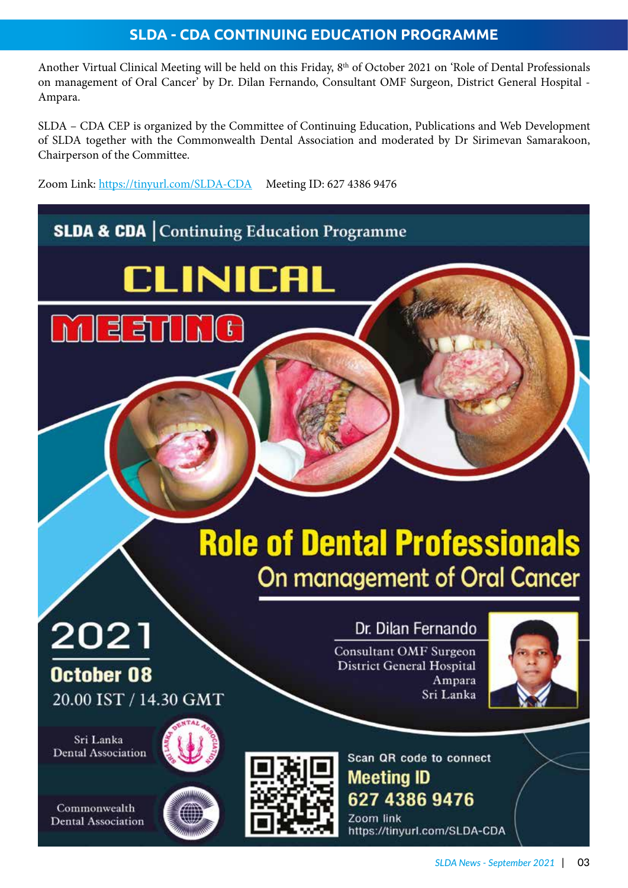# SLDA - CDA CONTINUING EDUCATION PROGRAMME

Another Virtual Clinical Meeting will be held on this Friday, 8th of October 2021 on 'Role of Dental Professionals on management of Oral Cancer' by Dr. Dilan Fernando, Consultant OMF Surgeon, District General Hospital - Ampara.

SLDA – CDA CEP is organized by the Committee of Continuing Education, Publications and Web Development of SLDA together with the Commonwealth Dental Association and moderated by Dr Sirimevan Samarakoon, Chairperson of the Committee.

Zoom Link: https://tinyurl.com/SLDA-CDA     Meeting ID: 627 4386 9476

**SLDA & CDA** | Continuing Education Programme

## CLINICAL MEETING

## Role of Dental Professionals

### On management of Oral Cancer

**2021**

**October 08**

20.00 IST / 14.30 GMT

Dr. Dilan Fernando

Consultant OMF Surgeon
District General Hospital
Ampara
Sri Lanka

Sri Lanka Dental Association

Commonwealth Dental Association

Scan QR code to connect

**Meeting ID**

**627 4386 9476**

Zoom link
https://tinyurl.com/SLDA-CDA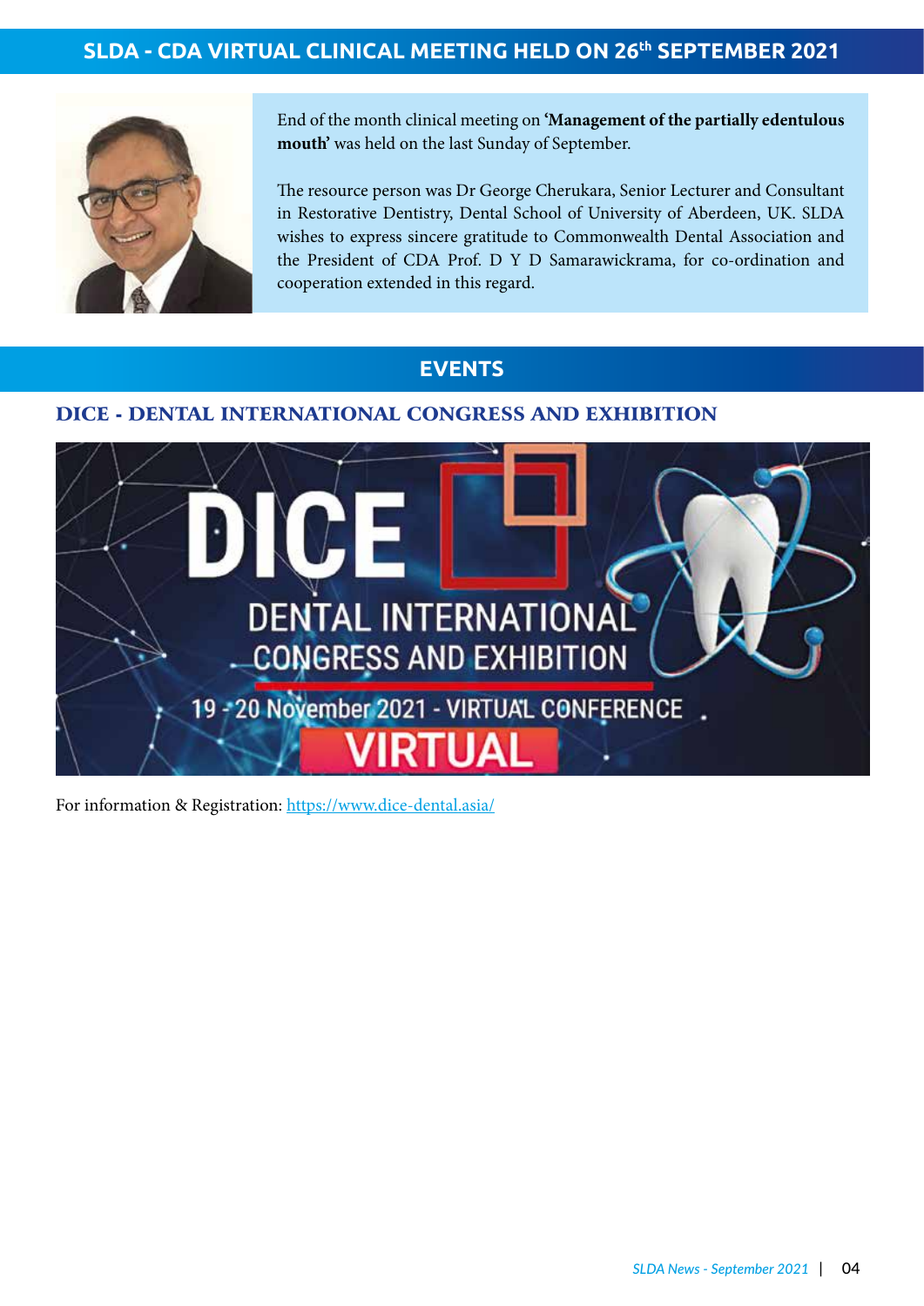## SLDA - CDA VIRTUAL CLINICAL MEETING HELD ON 26th SEPTEMBER 2021

End of the month clinical meeting on **'Management of the partially edentulous mouth'** was held on the last Sunday of September.

The resource person was Dr George Cherukara, Senior Lecturer and Consultant in Restorative Dentistry, Dental School of University of Aberdeen, UK. SLDA wishes to express sincere gratitude to Commonwealth Dental Association and the President of CDA Prof. D Y D Samarawickrama, for co-ordination and cooperation extended in this regard.

## EVENTS

### DICE - DENTAL INTERNATIONAL CONGRESS AND EXHIBITION

DICE
DENTAL INTERNATIONAL CONGRESS AND EXHIBITION
19 - 20 November 2021 - VIRTUAL CONFERENCE
VIRTUAL

For information & Registration: https://www.dice-dental.asia/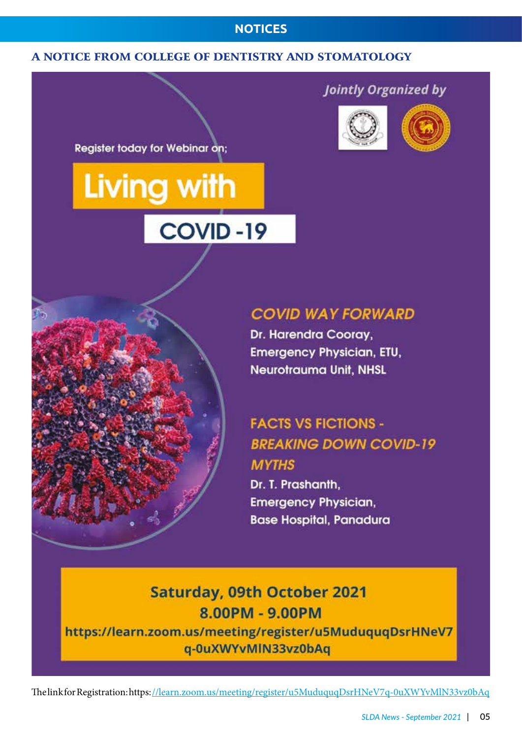## A NOTICE FROM COLLEGE OF DENTISTRY AND STOMATOLOGY

*Jointly Organized by*

Register today for Webinar on;

# Living with COVID -19

**COVID WAY FORWARD**

Dr. Harendra Cooray,
Emergency Physician, ETU,
Neurotrauma Unit, NHSL

**FACTS VS FICTIONS - *BREAKING DOWN COVID-19 MYTHS***

Dr. T. Prashanth,
Emergency Physician,
Base Hospital, Panadura

**Saturday, 09th October 2021**
**8.00PM - 9.00PM**
**https://learn.zoom.us/meeting/register/u5MuduquqDsrHNeV7q-0uXWYvMIN33vz0bAq**

The link for Registration: https://learn.zoom.us/meeting/register/u5MuduquqDsrHNeV7q-0uXWYvMIN33vz0bAq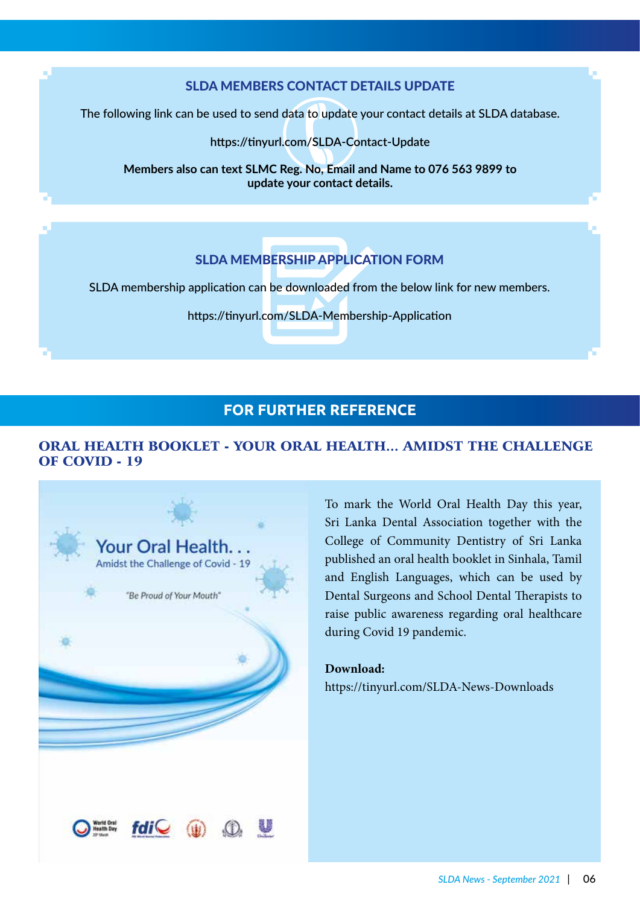## SLDA MEMBERS CONTACT DETAILS UPDATE

The following link can be used to send data to update your contact details at SLDA database.

https://tinyurl.com/SLDA-Contact-Update

**Members also can text SLMC Reg. No, Email and Name to 076 563 9899 to update your contact details.**

## SLDA MEMBERSHIP APPLICATION FORM

SLDA membership application can be downloaded from the below link for new members.

https://tinyurl.com/SLDA-Membership-Application

# FOR FURTHER REFERENCE

## ORAL HEALTH BOOKLET - YOUR ORAL HEALTH... AMIDST THE CHALLENGE OF COVID - 19

Your Oral Health. . .
Amidst the Challenge of Covid - 19

"Be Proud of Your Mouth"

To mark the World Oral Health Day this year, Sri Lanka Dental Association together with the College of Community Dentistry of Sri Lanka published an oral health booklet in Sinhala, Tamil and English Languages, which can be used by Dental Surgeons and School Dental Therapists to raise public awareness regarding oral healthcare during Covid 19 pandemic.

**Download:**
https://tinyurl.com/SLDA-News-Downloads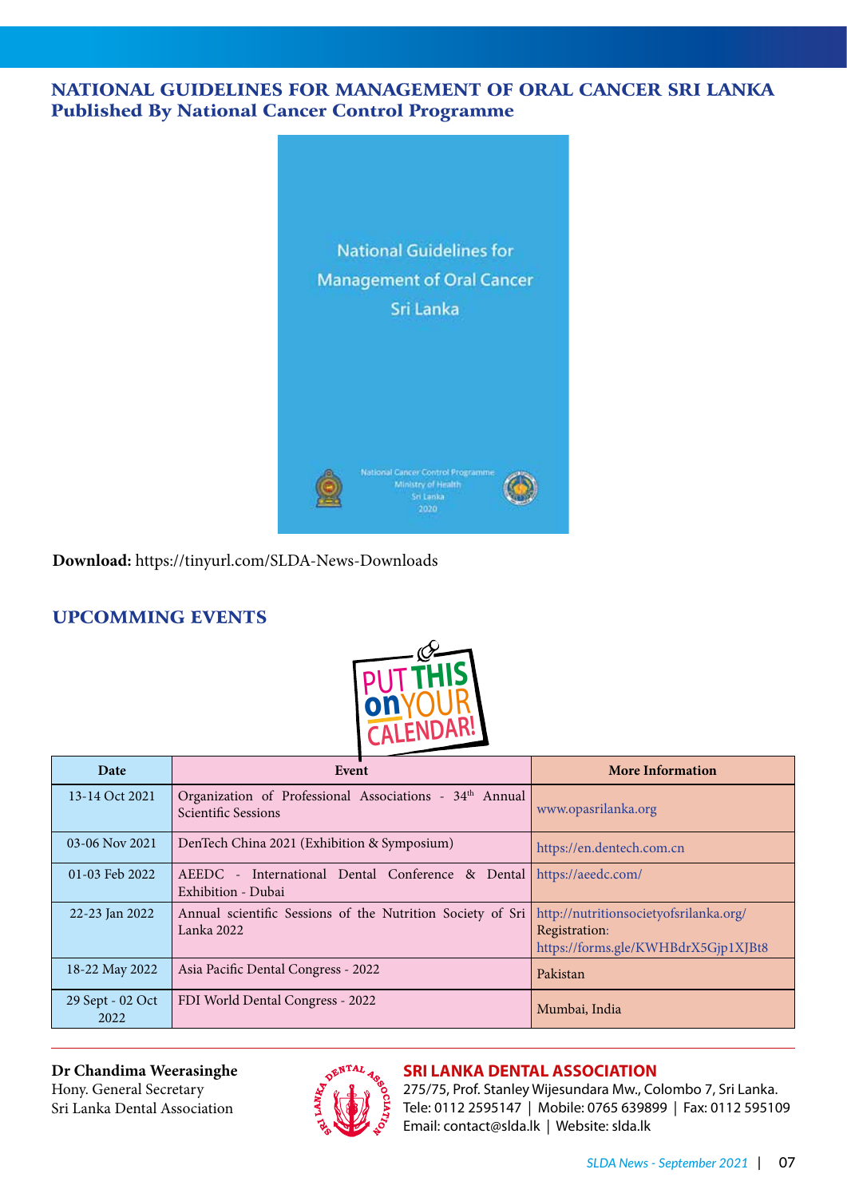## NATIONAL GUIDELINES FOR MANAGEMENT OF ORAL CANCER SRI LANKA
## Published By National Cancer Control Programme

National Guidelines for Management of Oral Cancer Sri Lanka

National Cancer Control Programme
Ministry of Health
Sri Lanka
2020

**Download:** https://tinyurl.com/SLDA-News-Downloads

## UPCOMMING EVENTS

PUT THIS on YOUR CALENDAR!

| Date | Event | More Information |
|---|---|---|
| 13-14 Oct 2021 | Organization of Professional Associations - 34th Annual Scientific Sessions | www.opasrilanka.org |
| 03-06 Nov 2021 | DenTech China 2021 (Exhibition & Symposium) | https://en.dentech.com.cn |
| 01-03 Feb 2022 | AEEDC - International Dental Conference & Dental Exhibition - Dubai | https://aeedc.com/ |
| 22-23 Jan 2022 | Annual scientific Sessions of the Nutrition Society of Sri Lanka 2022 | http://nutritionsocietyofsrilanka.org/ Registration: https://forms.gle/KWHBdrX5Gjp1XJBt8 |
| 18-22 May 2022 | Asia Pacific Dental Congress - 2022 | Pakistan |
| 29 Sept - 02 Oct 2022 | FDI World Dental Congress - 2022 | Mumbai, India |

**Dr Chandima Weerasinghe**
Hony. General Secretary
Sri Lanka Dental Association

**SRI LANKA DENTAL ASSOCIATION**
275/75, Prof. Stanley Wijesundara Mw., Colombo 7, Sri Lanka.
Tele: 0112 2595147 | Mobile: 0765 639899 | Fax: 0112 595109
Email: contact@slda.lk | Website: slda.lk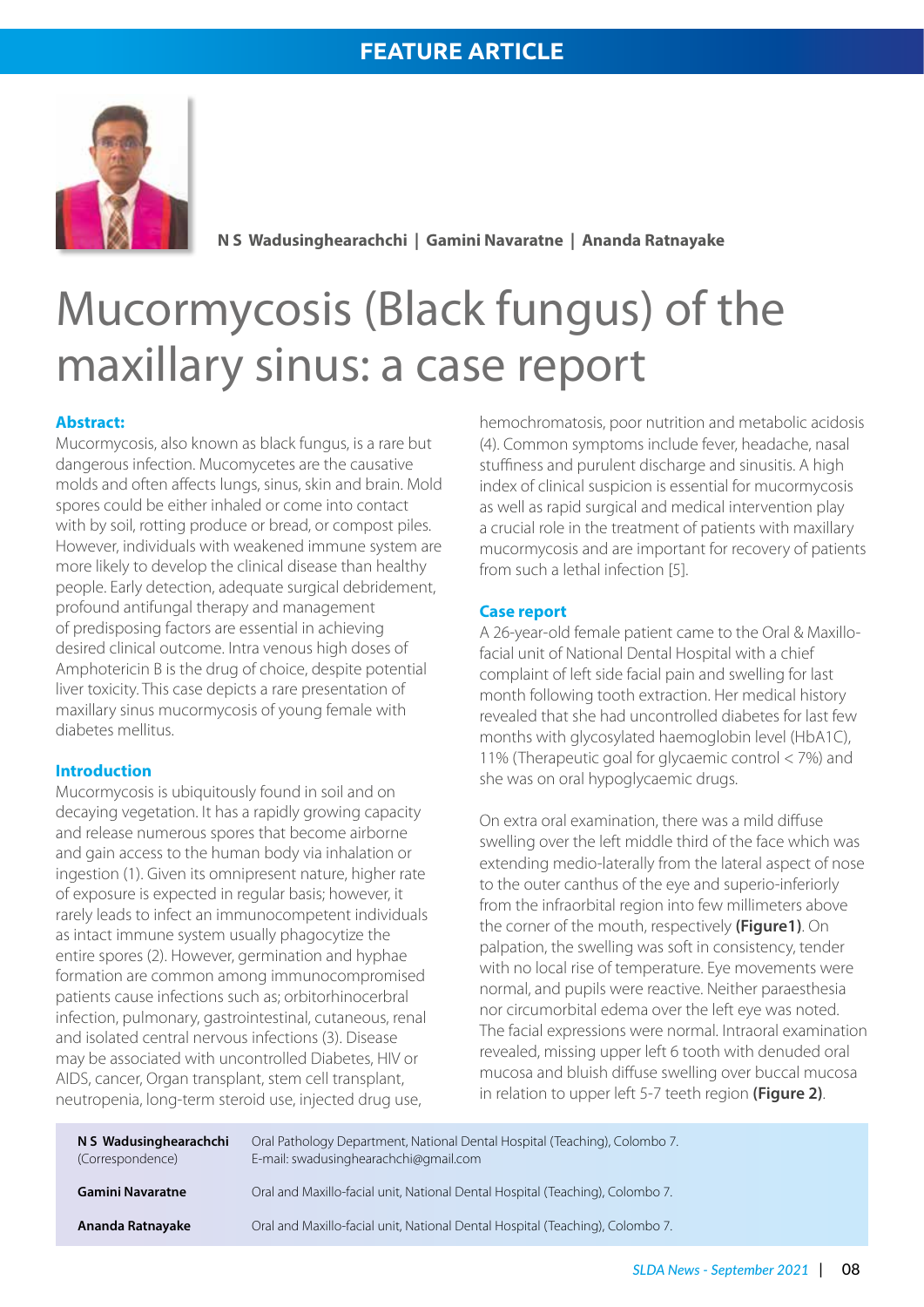FEATURE ARTICLE

**N S Wadusinghearachchi | Gamini Navaratne | Ananda Ratnayake**

# Mucormycosis (Black fungus) of the maxillary sinus: a case report

## Abstract:

Mucormycosis, also known as black fungus, is a rare but dangerous infection. Mucomycetes are the causative molds and often affects lungs, sinus, skin and brain. Mold spores could be either inhaled or come into contact with by soil, rotting produce or bread, or compost piles. However, individuals with weakened immune system are more likely to develop the clinical disease than healthy people. Early detection, adequate surgical debridement, profound antifungal therapy and management of predisposing factors are essential in achieving desired clinical outcome. Intra venous high doses of Amphotericin B is the drug of choice, despite potential liver toxicity. This case depicts a rare presentation of maxillary sinus mucormycosis of young female with diabetes mellitus.

## Introduction

Mucormycosis is ubiquitously found in soil and on decaying vegetation. It has a rapidly growing capacity and release numerous spores that become airborne and gain access to the human body via inhalation or ingestion (1). Given its omnipresent nature, higher rate of exposure is expected in regular basis; however, it rarely leads to infect an immunocompetent individuals as intact immune system usually phagocytize the entire spores (2). However, germination and hyphae formation are common among immunocompromised patients cause infections such as; orbitorhinocerbral infection, pulmonary, gastrointestinal, cutaneous, renal and isolated central nervous infections (3). Disease may be associated with uncontrolled Diabetes, HIV or AIDS, cancer, Organ transplant, stem cell transplant, neutropenia, long-term steroid use, injected drug use, hemochromatosis, poor nutrition and metabolic acidosis (4). Common symptoms include fever, headache, nasal stuffiness and purulent discharge and sinusitis. A high index of clinical suspicion is essential for mucormycosis as well as rapid surgical and medical intervention play a crucial role in the treatment of patients with maxillary mucormycosis and are important for recovery of patients from such a lethal infection [5].

## Case report

A 26-year-old female patient came to the Oral & Maxillo-facial unit of National Dental Hospital with a chief complaint of left side facial pain and swelling for last month following tooth extraction. Her medical history revealed that she had uncontrolled diabetes for last few months with glycosylated haemoglobin level (HbA1C), 11% (Therapeutic goal for glycaemic control < 7%) and she was on oral hypoglycaemic drugs.

On extra oral examination, there was a mild diffuse swelling over the left middle third of the face which was extending medio-laterally from the lateral aspect of nose to the outer canthus of the eye and superio-inferiorly from the infraorbital region into few millimeters above the corner of the mouth, respectively **(Figure1)**. On palpation, the swelling was soft in consistency, tender with no local rise of temperature. Eye movements were normal, and pupils were reactive. Neither paraesthesia nor circumorbital edema over the left eye was noted. The facial expressions were normal. Intraoral examination revealed, missing upper left 6 tooth with denuded oral mucosa and bluish diffuse swelling over buccal mucosa in relation to upper left 5-7 teeth region **(Figure 2)**.

| | |
|---|---|
| **N S Wadusinghearachchi** (Correspondence) | Oral Pathology Department, National Dental Hospital (Teaching), Colombo 7. E-mail: swadusinghearachchi@gmail.com |
| **Gamini Navaratne** | Oral and Maxillo-facial unit, National Dental Hospital (Teaching), Colombo 7. |
| **Ananda Ratnayake** | Oral and Maxillo-facial unit, National Dental Hospital (Teaching), Colombo 7. |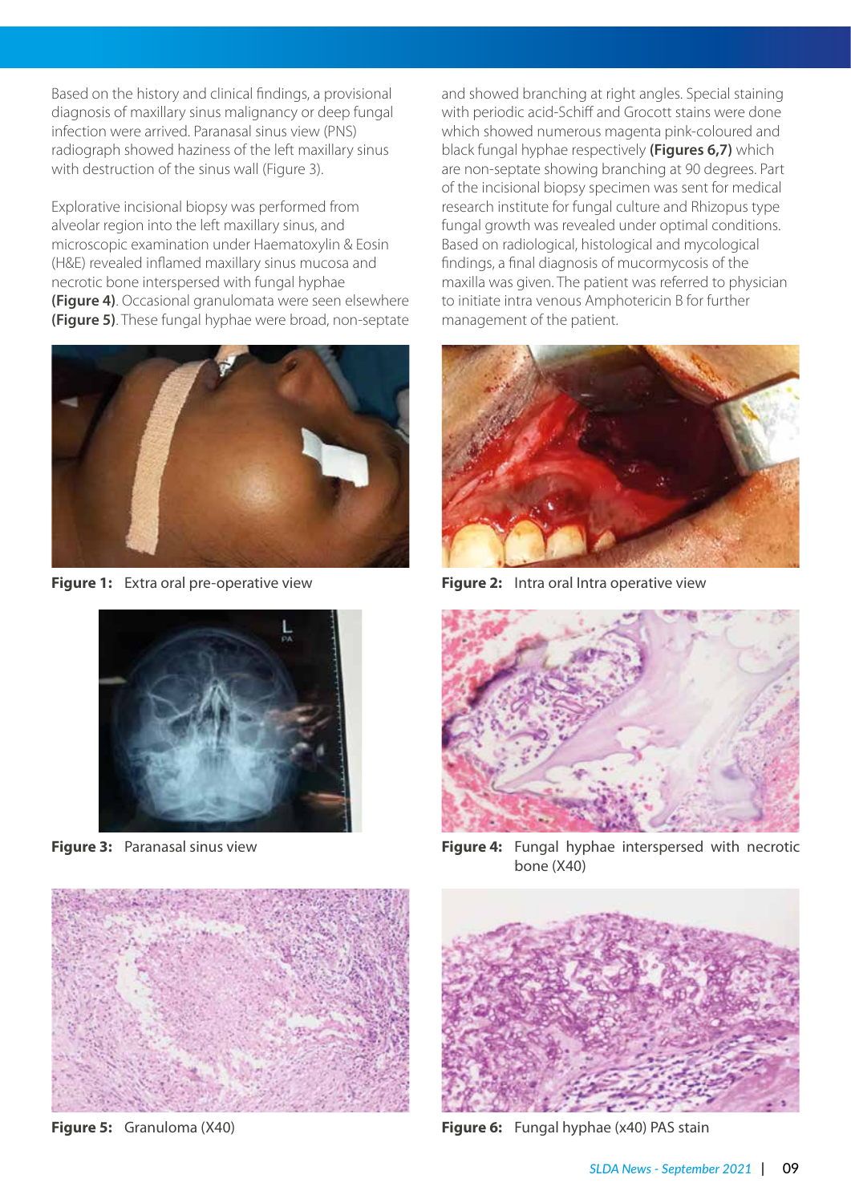Based on the history and clinical findings, a provisional diagnosis of maxillary sinus malignancy or deep fungal infection were arrived. Paranasal sinus view (PNS) radiograph showed haziness of the left maxillary sinus with destruction of the sinus wall (Figure 3).

Explorative incisional biopsy was performed from alveolar region into the left maxillary sinus, and microscopic examination under Haematoxylin & Eosin (H&E) revealed inflamed maxillary sinus mucosa and necrotic bone interspersed with fungal hyphae **(Figure 4)**. Occasional granulomata were seen elsewhere **(Figure 5)**. These fungal hyphae were broad, non-septate and showed branching at right angles. Special staining with periodic acid-Schiff and Grocott stains were done which showed numerous magenta pink-coloured and black fungal hyphae respectively **(Figures 6,7)** which are non-septate showing branching at 90 degrees. Part of the incisional biopsy specimen was sent for medical research institute for fungal culture and Rhizopus type fungal growth was revealed under optimal conditions. Based on radiological, histological and mycological findings, a final diagnosis of mucormycosis of the maxilla was given. The patient was referred to physician to initiate intra venous Amphotericin B for further management of the patient.

**Figure 1:** Extra oral pre-operative view

**Figure 2:** Intra oral Intra operative view

**Figure 3:** Paranasal sinus view

**Figure 4:** Fungal hyphae interspersed with necrotic bone (X40)

**Figure 5:** Granuloma (X40)

**Figure 6:** Fungal hyphae (x40) PAS stain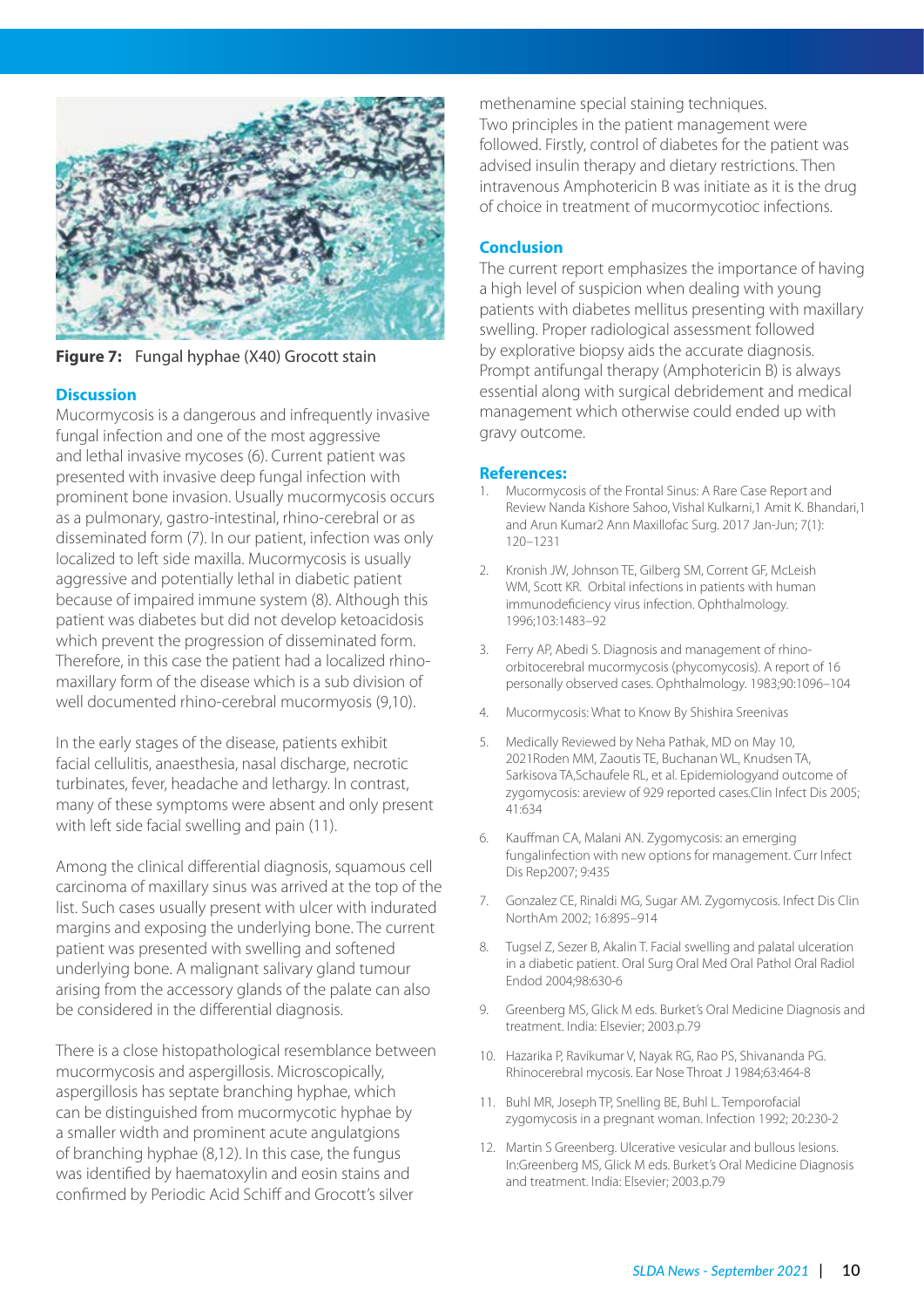Figure 7: Fungal hyphae (X40) Grocott stain

## Discussion

Mucormycosis is a dangerous and infrequently invasive fungal infection and one of the most aggressive and lethal invasive mycoses (6). Current patient was presented with invasive deep fungal infection with prominent bone invasion. Usually mucormycosis occurs as a pulmonary, gastro-intestinal, rhino-cerebral or as disseminated form (7). In our patient, infection was only localized to left side maxilla. Mucormycosis is usually aggressive and potentially lethal in diabetic patient because of impaired immune system (8). Although this patient was diabetes but did not develop ketoacidosis which prevent the progression of disseminated form. Therefore, in this case the patient had a localized rhino-maxillary form of the disease which is a sub division of well documented rhino-cerebral mucormyosis (9,10).

In the early stages of the disease, patients exhibit facial cellulitis, anaesthesia, nasal discharge, necrotic turbinates, fever, headache and lethargy. In contrast, many of these symptoms were absent and only present with left side facial swelling and pain (11).

Among the clinical differential diagnosis, squamous cell carcinoma of maxillary sinus was arrived at the top of the list. Such cases usually present with ulcer with indurated margins and exposing the underlying bone. The current patient was presented with swelling and softened underlying bone. A malignant salivary gland tumour arising from the accessory glands of the palate can also be considered in the differential diagnosis.

There is a close histopathological resemblance between mucormycosis and aspergillosis. Microscopically, aspergillosis has septate branching hyphae, which can be distinguished from mucormycotic hyphae by a smaller width and prominent acute angulatgions of branching hyphae (8,12). In this case, the fungus was identified by haematoxylin and eosin stains and confirmed by Periodic Acid Schiff and Grocott's silver methenamine special staining techniques.

Two principles in the patient management were followed. Firstly, control of diabetes for the patient was advised insulin therapy and dietary restrictions. Then intravenous Amphotericin B was initiate as it is the drug of choice in treatment of mucormycotioc infections.

## Conclusion

The current report emphasizes the importance of having a high level of suspicion when dealing with young patients with diabetes mellitus presenting with maxillary swelling. Proper radiological assessment followed by explorative biopsy aids the accurate diagnosis. Prompt antifungal therapy (Amphotericin B) is always essential along with surgical debridement and medical management which otherwise could ended up with gravy outcome.

## References:

1. Mucormycosis of the Frontal Sinus: A Rare Case Report and Review Nanda Kishore Sahoo, Vishal Kulkarni,1 Amit K. Bhandari,1 and Arun Kumar2 Ann Maxillofac Surg. 2017 Jan-Jun; 7(1): 120–1231
2. Kronish JW, Johnson TE, Gilberg SM, Corrent GF, McLeish WM, Scott KR. Orbital infections in patients with human immunodeficiency virus infection. Ophthalmology. 1996;103:1483–92
3. Ferry AP, Abedi S. Diagnosis and management of rhino-orbitocerebral mucormycosis (phycomycosis). A report of 16 personally observed cases. Ophthalmology. 1983;90:1096–104
4. Mucormycosis: What to Know By Shishira Sreenivas
5. Medically Reviewed by Neha Pathak, MD on May 10, 2021Roden MM, Zaoutis TE, Buchanan WL, Knudsen TA, Sarkisova TA,Schaufele RL, et al. Epidemiologyand outcome of zygomycosis: areview of 929 reported cases.Clin Infect Dis 2005; 41:634
6. Kauffman CA, Malani AN. Zygomycosis: an emerging fungalinfection with new options for management. Curr Infect Dis Rep2007; 9:435
7. Gonzalez CE, Rinaldi MG, Sugar AM. Zygomycosis. Infect Dis Clin NorthAm 2002; 16:895–914
8. Tugsel Z, Sezer B, Akalin T. Facial swelling and palatal ulceration in a diabetic patient. Oral Surg Oral Med Oral Pathol Oral Radiol Endod 2004;98:630-6
9. Greenberg MS, Glick M eds. Burket's Oral Medicine Diagnosis and treatment. India: Elsevier; 2003.p.79
10. Hazarika P, Ravikumar V, Nayak RG, Rao PS, Shivananda PG. Rhinocerebral mycosis. Ear Nose Throat J 1984;63:464-8
11. Buhl MR, Joseph TP, Snelling BE, Buhl L. Temporofacial zygomycosis in a pregnant woman. Infection 1992; 20:230-2
12. Martin S Greenberg. Ulcerative vesicular and bullous lesions. In:Greenberg MS, Glick M eds. Burket's Oral Medicine Diagnosis and treatment. India: Elsevier; 2003.p.79